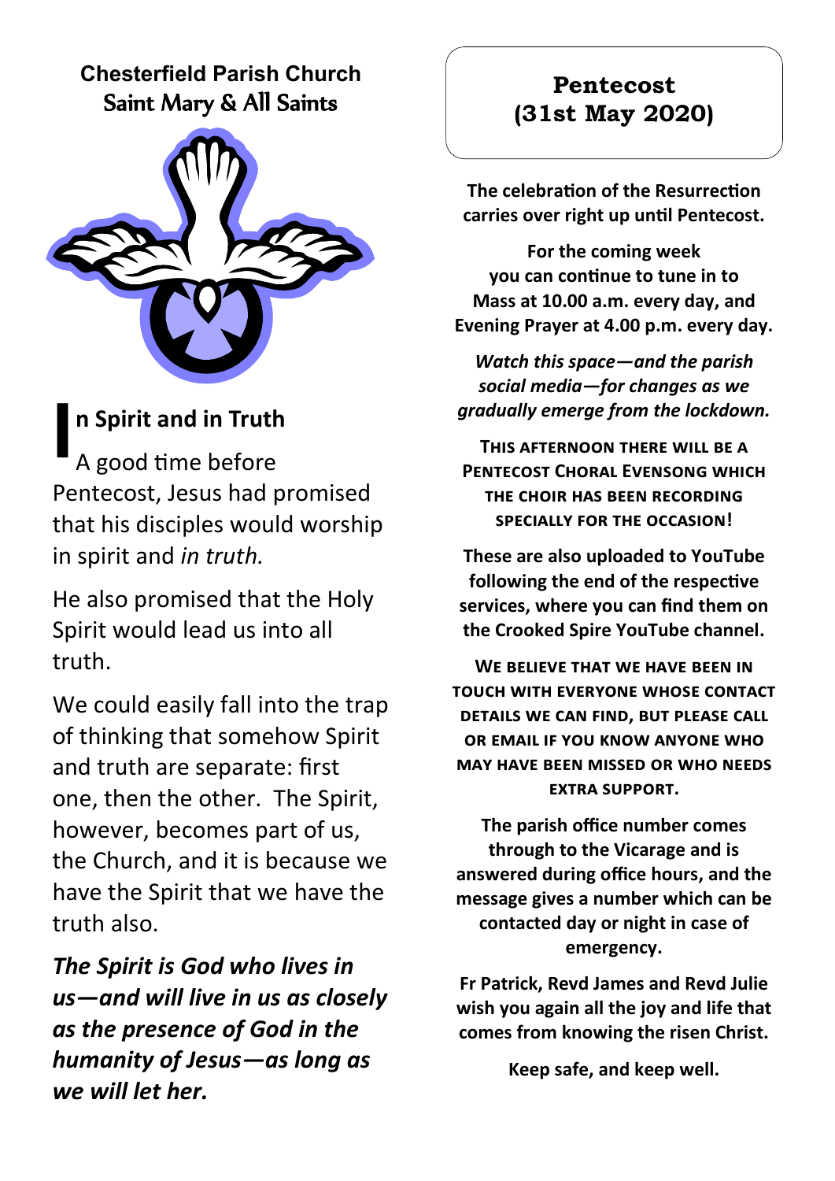**Chesterfield Parish Church**
**Saint Mary & All Saints**

## In Spirit and in Truth

A good time before Pentecost, Jesus had promised that his disciples would worship in spirit and *in truth.*

He also promised that the Holy Spirit would lead us into all truth.

We could easily fall into the trap of thinking that somehow Spirit and truth are separate: first one, then the other. The Spirit, however, becomes part of us, the Church, and it is because we have the Spirit that we have the truth also.

***The Spirit is God who lives in us—and will live in us as closely as the presence of God in the humanity of Jesus—as long as we will let her.***

## Pentecost (31st May 2020)

**The celebration of the Resurrection carries over right up until Pentecost.**

**For the coming week you can continue to tune in to Mass at 10.00 a.m. every day, and Evening Prayer at 4.00 p.m. every day.**

***Watch this space—and the parish social media—for changes as we gradually emerge from the lockdown.***

**THIS AFTERNOON THERE WILL BE A PENTECOST CHORAL EVENSONG WHICH THE CHOIR HAS BEEN RECORDING SPECIALLY FOR THE OCCASION!**

**These are also uploaded to YouTube following the end of the respective services, where you can find them on the Crooked Spire YouTube channel.**

**WE BELIEVE THAT WE HAVE BEEN IN TOUCH WITH EVERYONE WHOSE CONTACT DETAILS WE CAN FIND, BUT PLEASE CALL OR EMAIL IF YOU KNOW ANYONE WHO MAY HAVE BEEN MISSED OR WHO NEEDS EXTRA SUPPORT.**

**The parish office number comes through to the Vicarage and is answered during office hours, and the message gives a number which can be contacted day or night in case of emergency.**

**Fr Patrick, Revd James and Revd Julie wish you again all the joy and life that comes from knowing the risen Christ.**

**Keep safe, and keep well.**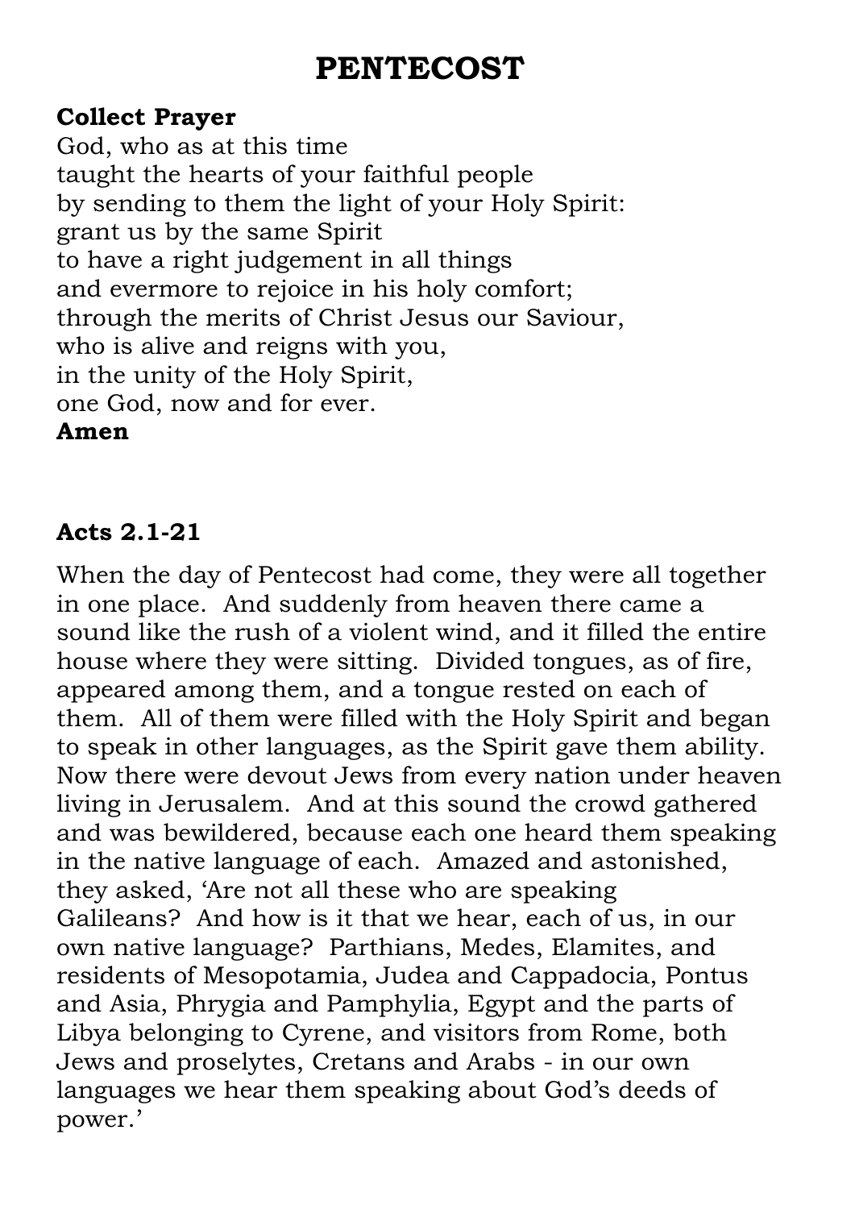# PENTECOST

**Collect Prayer**
God, who as at this time
taught the hearts of your faithful people
by sending to them the light of your Holy Spirit:
grant us by the same Spirit
to have a right judgement in all things
and evermore to rejoice in his holy comfort;
through the merits of Christ Jesus our Saviour,
who is alive and reigns with you,
in the unity of the Holy Spirit,
one God, now and for ever.
**Amen**

**Acts 2.1-21**

When the day of Pentecost had come, they were all together in one place. And suddenly from heaven there came a sound like the rush of a violent wind, and it filled the entire house where they were sitting. Divided tongues, as of fire, appeared among them, and a tongue rested on each of them. All of them were filled with the Holy Spirit and began to speak in other languages, as the Spirit gave them ability. Now there were devout Jews from every nation under heaven living in Jerusalem. And at this sound the crowd gathered and was bewildered, because each one heard them speaking in the native language of each. Amazed and astonished, they asked, 'Are not all these who are speaking Galileans? And how is it that we hear, each of us, in our own native language? Parthians, Medes, Elamites, and residents of Mesopotamia, Judea and Cappadocia, Pontus and Asia, Phrygia and Pamphylia, Egypt and the parts of Libya belonging to Cyrene, and visitors from Rome, both Jews and proselytes, Cretans and Arabs - in our own languages we hear them speaking about God's deeds of power.'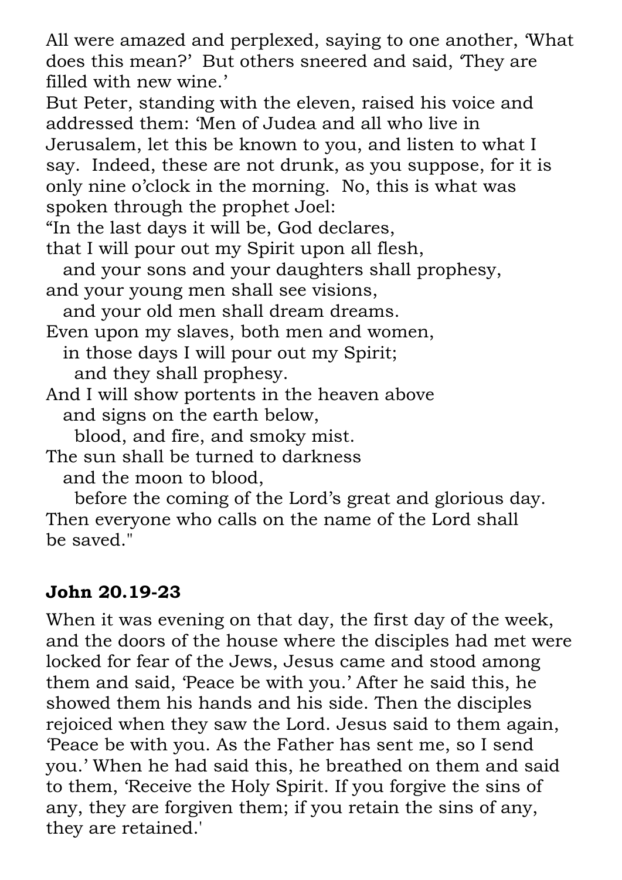All were amazed and perplexed, saying to one another, 'What does this mean?' But others sneered and said, 'They are filled with new wine.'

But Peter, standing with the eleven, raised his voice and addressed them: 'Men of Judea and all who live in Jerusalem, let this be known to you, and listen to what I say. Indeed, these are not drunk, as you suppose, for it is only nine o'clock in the morning. No, this is what was spoken through the prophet Joel:

"In the last days it will be, God declares,
that I will pour out my Spirit upon all flesh,
  and your sons and your daughters shall prophesy,
and your young men shall see visions,
  and your old men shall dream dreams.
Even upon my slaves, both men and women,
  in those days I will pour out my Spirit;
    and they shall prophesy.
And I will show portents in the heaven above
  and signs on the earth below,
    blood, and fire, and smoky mist.
The sun shall be turned to darkness
  and the moon to blood,
    before the coming of the Lord's great and glorious day.
Then everyone who calls on the name of the Lord shall be saved."

**John 20.19-23**

When it was evening on that day, the first day of the week, and the doors of the house where the disciples had met were locked for fear of the Jews, Jesus came and stood among them and said, 'Peace be with you.' After he said this, he showed them his hands and his side. Then the disciples rejoiced when they saw the Lord. Jesus said to them again, 'Peace be with you. As the Father has sent me, so I send you.' When he had said this, he breathed on them and said to them, 'Receive the Holy Spirit. If you forgive the sins of any, they are forgiven them; if you retain the sins of any, they are retained.'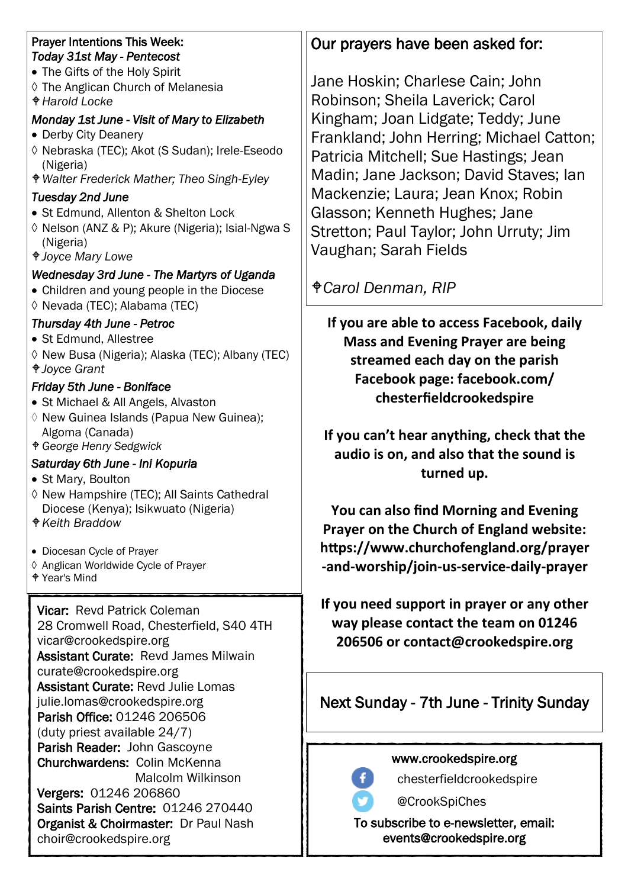Prayer Intentions This Week:

*Today 31st May - Pentecost*

- The Gifts of the Holy Spirit
- ◊ The Anglican Church of Melanesia
- ♰ *Harold Locke*

*Monday 1st June - Visit of Mary to Elizabeth*

- Derby City Deanery
- ◊ Nebraska (TEC); Akot (S Sudan); Irele-Eseodo (Nigeria)
- ♰ *Walter Frederick Mather; Theo Singh-Eyley*

*Tuesday 2nd June*

- St Edmund, Allenton & Shelton Lock
- ◊ Nelson (ANZ & P); Akure (Nigeria); Isial-Ngwa S (Nigeria)
- ♰ *Joyce Mary Lowe*

*Wednesday 3rd June - The Martyrs of Uganda*

- Children and young people in the Diocese
- ◊ Nevada (TEC); Alabama (TEC)

*Thursday 4th June - Petroc*

- St Edmund, Allestree
- ◊ New Busa (Nigeria); Alaska (TEC); Albany (TEC)
- ♰ *Joyce Grant*

*Friday 5th June - Boniface*

- St Michael & All Angels, Alvaston
- ◊ New Guinea Islands (Papua New Guinea); Algoma (Canada)
- ♰ *George Henry Sedgwick*

*Saturday 6th June - Ini Kopuria*

- St Mary, Boulton
- ◊ New Hampshire (TEC); All Saints Cathedral Diocese (Kenya); Isikwuato (Nigeria)
- ♰ *Keith Braddow*

- • Diocesan Cycle of Prayer
- ◊ Anglican Worldwide Cycle of Prayer
- ♰ Year's Mind

**Vicar:** Revd Patrick Coleman
28 Cromwell Road, Chesterfield, S40 4TH
vicar@crookedspire.org
**Assistant Curate:** Revd James Milwain
curate@crookedspire.org
**Assistant Curate:** Revd Julie Lomas
julie.lomas@crookedspire.org
**Parish Office:** 01246 206506
(duty priest available 24/7)
**Parish Reader:** John Gascoyne
**Churchwardens:** Colin McKenna
Malcolm Wilkinson
**Vergers:** 01246 206860
**Saints Parish Centre:** 01246 270440
**Organist & Choirmaster:** Dr Paul Nash
choir@crookedspire.org

## Our prayers have been asked for:

Jane Hoskin; Charlese Cain; John Robinson; Sheila Laverick; Carol Kingham; Joan Lidgate; Teddy; June Frankland; John Herring; Michael Catton; Patricia Mitchell; Sue Hastings; Jean Madin; Jane Jackson; David Staves; Ian Mackenzie; Laura; Jean Knox; Robin Glasson; Kenneth Hughes; Jane Stretton; Paul Taylor; John Urruty; Jim Vaughan; Sarah Fields

♰*Carol Denman, RIP*

**If you are able to access Facebook, daily Mass and Evening Prayer are being streamed each day on the parish Facebook page: facebook.com/chesterfieldcrookedspire**

**If you can't hear anything, check that the audio is on, and also that the sound is turned up.**

**You can also find Morning and Evening Prayer on the Church of England website: https://www.churchofengland.org/prayer-and-worship/join-us-service-daily-prayer**

**If you need support in prayer or any other way please contact the team on 01246 206506 or contact@crookedspire.org**

Next Sunday - 7th June - Trinity Sunday

www.crookedspire.org
chesterfieldcrookedspire
@CrookSpiChes
To subscribe to e-newsletter, email: events@crookedspire.org